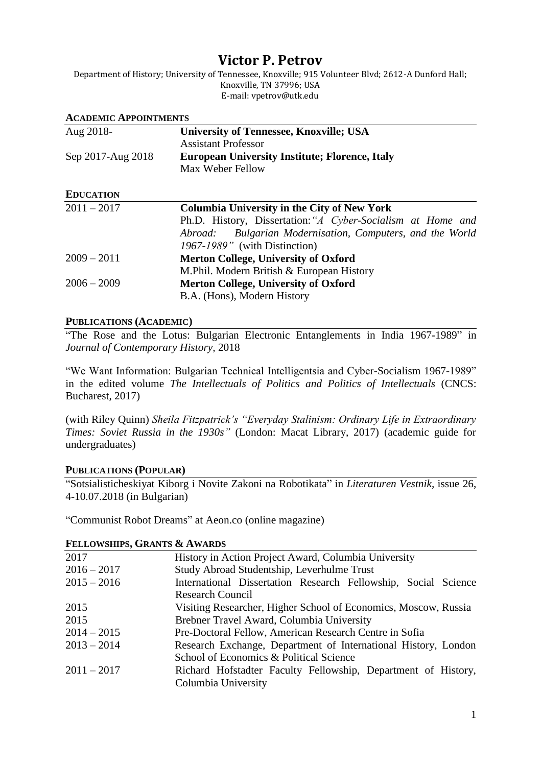# Victor P. Petrov

Department of History; University of Tennessee, Knoxville; 915 Volunteer Blvd; 2612-A Dunford Hall; Knoxville, TN 37996; USA
E-mail: vpetrov@utk.edu

## ACADEMIC APPOINTMENTS

| | |
|---|---|
| Aug 2018- | **University of Tennessee, Knoxville; USA**<br>Assistant Professor |
| Sep 2017-Aug 2018 | **European University Institute; Florence, Italy**<br>Max Weber Fellow |

## EDUCATION

| | |
|---|---|
| 2011 – 2017 | **Columbia University in the City of New York**<br>Ph.D. History, Dissertation: *"A Cyber-Socialism at Home and Abroad: Bulgarian Modernisation, Computers, and the World 1967-1989"* (with Distinction) |
| 2009 – 2011 | **Merton College, University of Oxford**<br>M.Phil. Modern British & European History |
| 2006 – 2009 | **Merton College, University of Oxford**<br>B.A. (Hons), Modern History |

## PUBLICATIONS (ACADEMIC)

"The Rose and the Lotus: Bulgarian Electronic Entanglements in India 1967-1989" in *Journal of Contemporary History*, 2018

"We Want Information: Bulgarian Technical Intelligentsia and Cyber-Socialism 1967-1989" in the edited volume *The Intellectuals of Politics and Politics of Intellectuals* (CNCS: Bucharest, 2017)

(with Riley Quinn) *Sheila Fitzpatrick's "Everyday Stalinism: Ordinary Life in Extraordinary Times: Soviet Russia in the 1930s"* (London: Macat Library, 2017) (academic guide for undergraduates)

## PUBLICATIONS (POPULAR)

"Sotsialisticheskiyat Kiborg i Novite Zakoni na Robotikata" in *Literaturen Vestnik*, issue 26, 4-10.07.2018 (in Bulgarian)

"Communist Robot Dreams" at Aeon.co (online magazine)

## FELLOWSHIPS, GRANTS & AWARDS

| | |
|---|---|
| 2017 | History in Action Project Award, Columbia University |
| 2016 – 2017 | Study Abroad Studentship, Leverhulme Trust |
| 2015 – 2016 | International Dissertation Research Fellowship, Social Science Research Council |
| 2015 | Visiting Researcher, Higher School of Economics, Moscow, Russia |
| 2015 | Brebner Travel Award, Columbia University |
| 2014 – 2015 | Pre-Doctoral Fellow, American Research Centre in Sofia |
| 2013 – 2014 | Research Exchange, Department of International History, London School of Economics & Political Science |
| 2011 – 2017 | Richard Hofstadter Faculty Fellowship, Department of History, Columbia University |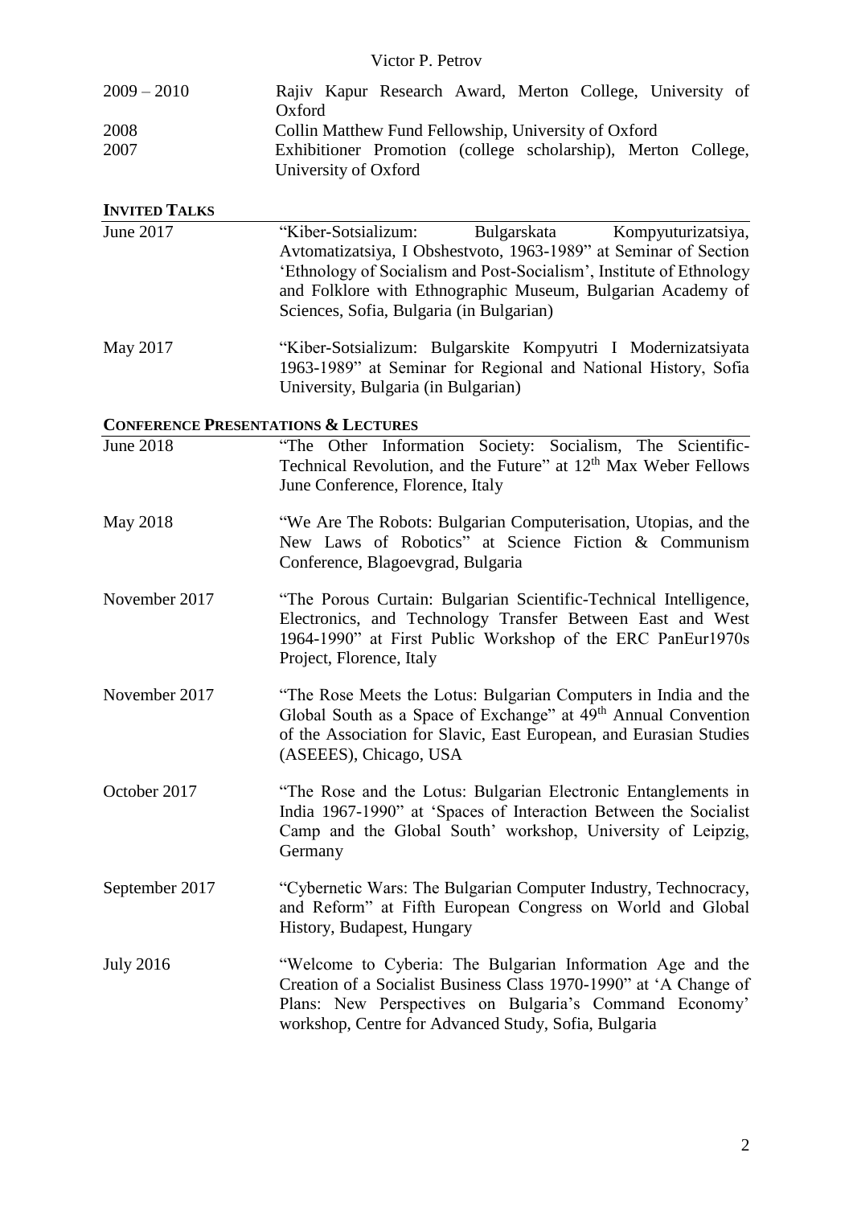| | |
|---|---|
| 2009 – 2010 | Rajiv Kapur Research Award, Merton College, University of Oxford |
| 2008 | Collin Matthew Fund Fellowship, University of Oxford |
| 2007 | Exhibitioner Promotion (college scholarship), Merton College, University of Oxford |

## INVITED TALKS

| | |
|---|---|
| June 2017 | "Kiber-Sotsializum: Bulgarskata Kompyuturizatsiya, Avtomatizatsiya, I Obshestvoto, 1963-1989" at Seminar of Section 'Ethnology of Socialism and Post-Socialism', Institute of Ethnology and Folklore with Ethnographic Museum, Bulgarian Academy of Sciences, Sofia, Bulgaria (in Bulgarian) |
| May 2017 | "Kiber-Sotsializum: Bulgarskite Kompyutri I Modernizatsiyata 1963-1989" at Seminar for Regional and National History, Sofia University, Bulgaria (in Bulgarian) |

## CONFERENCE PRESENTATIONS & LECTURES

| | |
|---|---|
| June 2018 | "The Other Information Society: Socialism, The Scientific-Technical Revolution, and the Future" at 12th Max Weber Fellows June Conference, Florence, Italy |
| May 2018 | "We Are The Robots: Bulgarian Computerisation, Utopias, and the New Laws of Robotics" at Science Fiction & Communism Conference, Blagoevgrad, Bulgaria |
| November 2017 | "The Porous Curtain: Bulgarian Scientific-Technical Intelligence, Electronics, and Technology Transfer Between East and West 1964-1990" at First Public Workshop of the ERC PanEur1970s Project, Florence, Italy |
| November 2017 | "The Rose Meets the Lotus: Bulgarian Computers in India and the Global South as a Space of Exchange" at 49th Annual Convention of the Association for Slavic, East European, and Eurasian Studies (ASEEES), Chicago, USA |
| October 2017 | "The Rose and the Lotus: Bulgarian Electronic Entanglements in India 1967-1990" at 'Spaces of Interaction Between the Socialist Camp and the Global South' workshop, University of Leipzig, Germany |
| September 2017 | "Cybernetic Wars: The Bulgarian Computer Industry, Technocracy, and Reform" at Fifth European Congress on World and Global History, Budapest, Hungary |
| July 2016 | "Welcome to Cyberia: The Bulgarian Information Age and the Creation of a Socialist Business Class 1970-1990" at 'A Change of Plans: New Perspectives on Bulgaria's Command Economy' workshop, Centre for Advanced Study, Sofia, Bulgaria |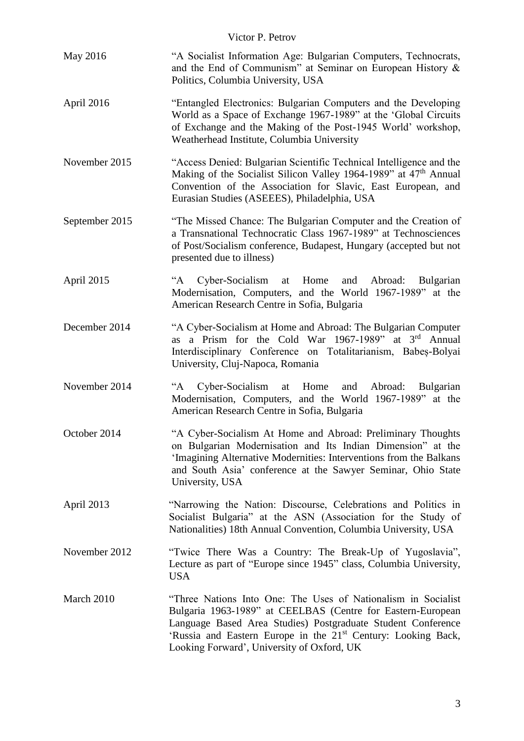May 2016 — "A Socialist Information Age: Bulgarian Computers, Technocrats, and the End of Communism" at Seminar on European History & Politics, Columbia University, USA

April 2016 — "Entangled Electronics: Bulgarian Computers and the Developing World as a Space of Exchange 1967-1989" at the 'Global Circuits of Exchange and the Making of the Post-1945 World' workshop, Weatherhead Institute, Columbia University

November 2015 — "Access Denied: Bulgarian Scientific Technical Intelligence and the Making of the Socialist Silicon Valley 1964-1989" at 47th Annual Convention of the Association for Slavic, East European, and Eurasian Studies (ASEEES), Philadelphia, USA

September 2015 — "The Missed Chance: The Bulgarian Computer and the Creation of a Transnational Technocratic Class 1967-1989" at Technosciences of Post/Socialism conference, Budapest, Hungary (accepted but not presented due to illness)

April 2015 — "A Cyber-Socialism at Home and Abroad: Bulgarian Modernisation, Computers, and the World 1967-1989" at the American Research Centre in Sofia, Bulgaria

December 2014 — "A Cyber-Socialism at Home and Abroad: The Bulgarian Computer as a Prism for the Cold War 1967-1989" at 3rd Annual Interdisciplinary Conference on Totalitarianism, Babeș-Bolyai University, Cluj-Napoca, Romania

November 2014 — "A Cyber-Socialism at Home and Abroad: Bulgarian Modernisation, Computers, and the World 1967-1989" at the American Research Centre in Sofia, Bulgaria

October 2014 — "A Cyber-Socialism At Home and Abroad: Preliminary Thoughts on Bulgarian Modernisation and Its Indian Dimension" at the 'Imagining Alternative Modernities: Interventions from the Balkans and South Asia' conference at the Sawyer Seminar, Ohio State University, USA

April 2013 — "Narrowing the Nation: Discourse, Celebrations and Politics in Socialist Bulgaria" at the ASN (Association for the Study of Nationalities) 18th Annual Convention, Columbia University, USA

November 2012 — "Twice There Was a Country: The Break-Up of Yugoslavia", Lecture as part of "Europe since 1945" class, Columbia University, USA

March 2010 — "Three Nations Into One: The Uses of Nationalism in Socialist Bulgaria 1963-1989" at CEELBAS (Centre for Eastern-European Language Based Area Studies) Postgraduate Student Conference 'Russia and Eastern Europe in the 21st Century: Looking Back, Looking Forward', University of Oxford, UK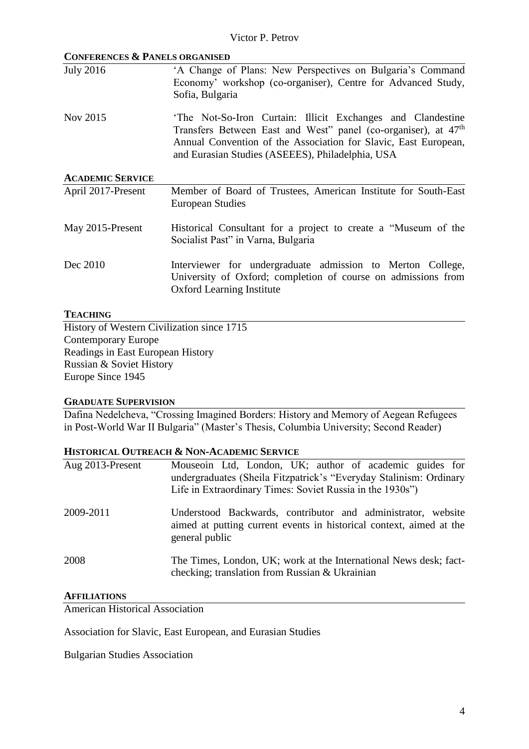## CONFERENCES & PANELS ORGANISED

| | |
|---|---|
| July 2016 | 'A Change of Plans: New Perspectives on Bulgaria's Command Economy' workshop (co-organiser), Centre for Advanced Study, Sofia, Bulgaria |
| Nov 2015 | 'The Not-So-Iron Curtain: Illicit Exchanges and Clandestine Transfers Between East and West" panel (co-organiser), at 47th Annual Convention of the Association for Slavic, East European, and Eurasian Studies (ASEEES), Philadelphia, USA |

## ACADEMIC SERVICE

| | |
|---|---|
| April 2017-Present | Member of Board of Trustees, American Institute for South-East European Studies |
| May 2015-Present | Historical Consultant for a project to create a "Museum of the Socialist Past" in Varna, Bulgaria |
| Dec 2010 | Interviewer for undergraduate admission to Merton College, University of Oxford; completion of course on admissions from Oxford Learning Institute |

## TEACHING

History of Western Civilization since 1715
Contemporary Europe
Readings in East European History
Russian & Soviet History
Europe Since 1945

## GRADUATE SUPERVISION

Dafina Nedelcheva, "Crossing Imagined Borders: History and Memory of Aegean Refugees in Post-World War II Bulgaria" (Master's Thesis, Columbia University; Second Reader)

## HISTORICAL OUTREACH & NON-ACADEMIC SERVICE

| | |
|---|---|
| Aug 2013-Present | Mouseoin Ltd, London, UK; author of academic guides for undergraduates (Sheila Fitzpatrick's "Everyday Stalinism: Ordinary Life in Extraordinary Times: Soviet Russia in the 1930s") |
| 2009-2011 | Understood Backwards, contributor and administrator, website aimed at putting current events in historical context, aimed at the general public |
| 2008 | The Times, London, UK; work at the International News desk; fact-checking; translation from Russian & Ukrainian |

## AFFILIATIONS

American Historical Association

Association for Slavic, East European, and Eurasian Studies

Bulgarian Studies Association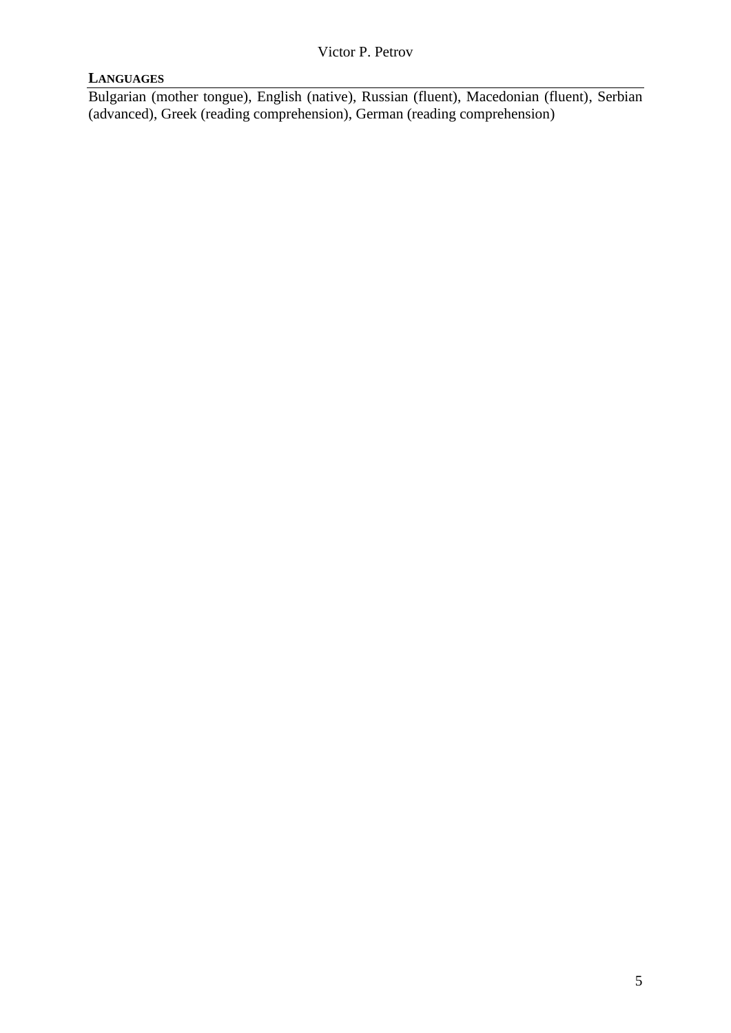## LANGUAGES

Bulgarian (mother tongue), English (native), Russian (fluent), Macedonian (fluent), Serbian (advanced), Greek (reading comprehension), German (reading comprehension)